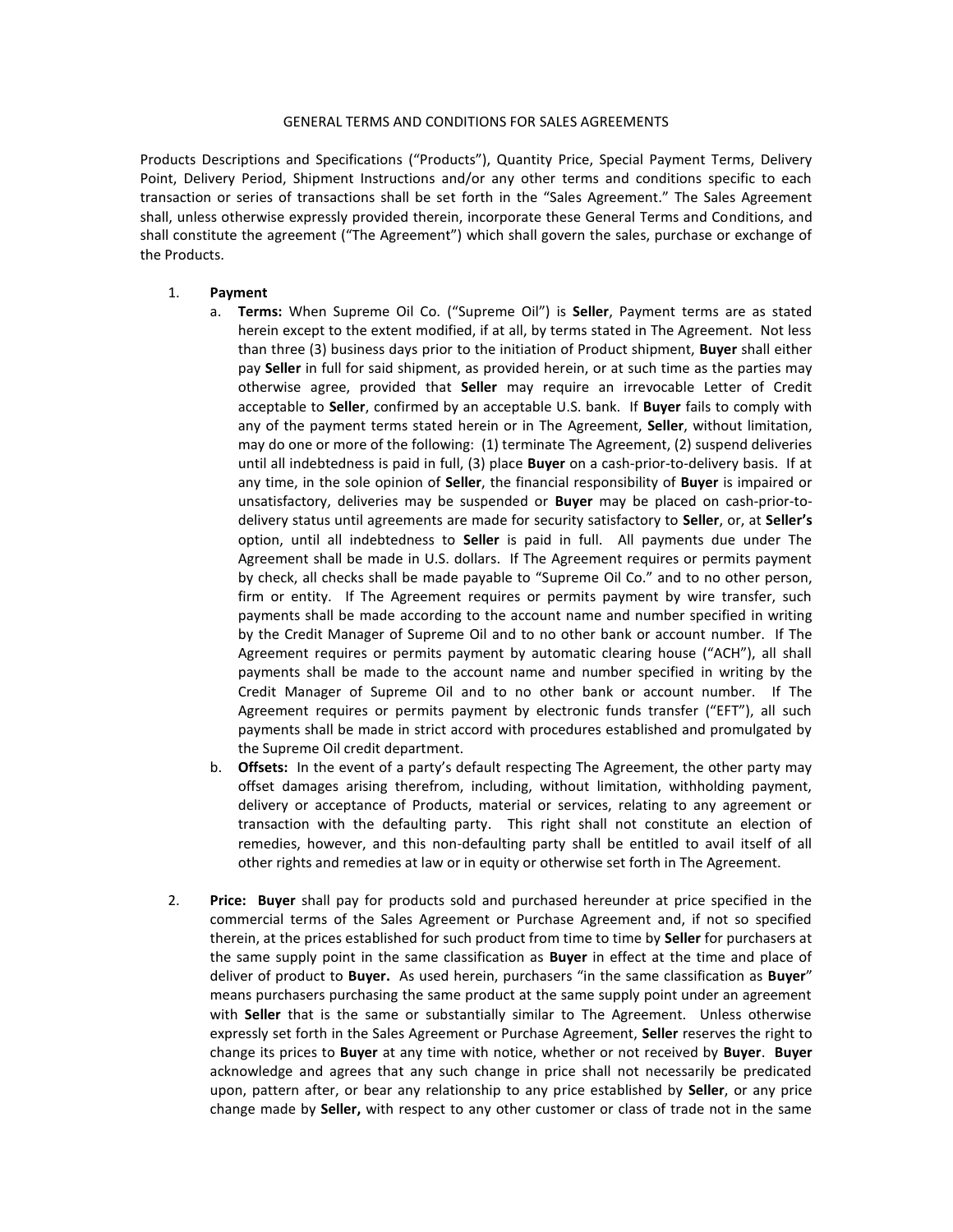GENERAL TERMS AND CONDITIONS FOR SALES AGREEMENTS

Products Descriptions and Specifications ("Products"), Quantity Price, Special Payment Terms, Delivery Point, Delivery Period, Shipment Instructions and/or any other terms and conditions specific to each transaction or series of transactions shall be set forth in the "Sales Agreement." The Sales Agreement shall, unless otherwise expressly provided therein, incorporate these General Terms and Conditions, and shall constitute the agreement ("The Agreement") which shall govern the sales, purchase or exchange of the Products.

1. **Payment**
   a. **Terms:** When Supreme Oil Co. ("Supreme Oil") is **Seller**, Payment terms are as stated herein except to the extent modified, if at all, by terms stated in The Agreement. Not less than three (3) business days prior to the initiation of Product shipment, **Buyer** shall either pay **Seller** in full for said shipment, as provided herein, or at such time as the parties may otherwise agree, provided that **Seller** may require an irrevocable Letter of Credit acceptable to **Seller**, confirmed by an acceptable U.S. bank. If **Buyer** fails to comply with any of the payment terms stated herein or in The Agreement, **Seller**, without limitation, may do one or more of the following: (1) terminate The Agreement, (2) suspend deliveries until all indebtedness is paid in full, (3) place **Buyer** on a cash-prior-to-delivery basis. If at any time, in the sole opinion of **Seller**, the financial responsibility of **Buyer** is impaired or unsatisfactory, deliveries may be suspended or **Buyer** may be placed on cash-prior-to-delivery status until agreements are made for security satisfactory to **Seller**, or, at **Seller's** option, until all indebtedness to **Seller** is paid in full. All payments due under The Agreement shall be made in U.S. dollars. If The Agreement requires or permits payment by check, all checks shall be made payable to "Supreme Oil Co." and to no other person, firm or entity. If The Agreement requires or permits payment by wire transfer, such payments shall be made according to the account name and number specified in writing by the Credit Manager of Supreme Oil and to no other bank or account number. If The Agreement requires or permits payment by automatic clearing house ("ACH"), all shall payments shall be made to the account name and number specified in writing by the Credit Manager of Supreme Oil and to no other bank or account number. If The Agreement requires or permits payment by electronic funds transfer ("EFT"), all such payments shall be made in strict accord with procedures established and promulgated by the Supreme Oil credit department.
   b. **Offsets:** In the event of a party's default respecting The Agreement, the other party may offset damages arising therefrom, including, without limitation, withholding payment, delivery or acceptance of Products, material or services, relating to any agreement or transaction with the defaulting party. This right shall not constitute an election of remedies, however, and this non-defaulting party shall be entitled to avail itself of all other rights and remedies at law or in equity or otherwise set forth in The Agreement.

2. **Price:** **Buyer** shall pay for products sold and purchased hereunder at price specified in the commercial terms of the Sales Agreement or Purchase Agreement and, if not so specified therein, at the prices established for such product from time to time by **Seller** for purchasers at the same supply point in the same classification as **Buyer** in effect at the time and place of deliver of product to **Buyer.** As used herein, purchasers "in the same classification as **Buyer**" means purchasers purchasing the same product at the same supply point under an agreement with **Seller** that is the same or substantially similar to The Agreement. Unless otherwise expressly set forth in the Sales Agreement or Purchase Agreement, **Seller** reserves the right to change its prices to **Buyer** at any time with notice, whether or not received by **Buyer**. **Buyer** acknowledge and agrees that any such change in price shall not necessarily be predicated upon, pattern after, or bear any relationship to any price established by **Seller**, or any price change made by **Seller,** with respect to any other customer or class of trade not in the same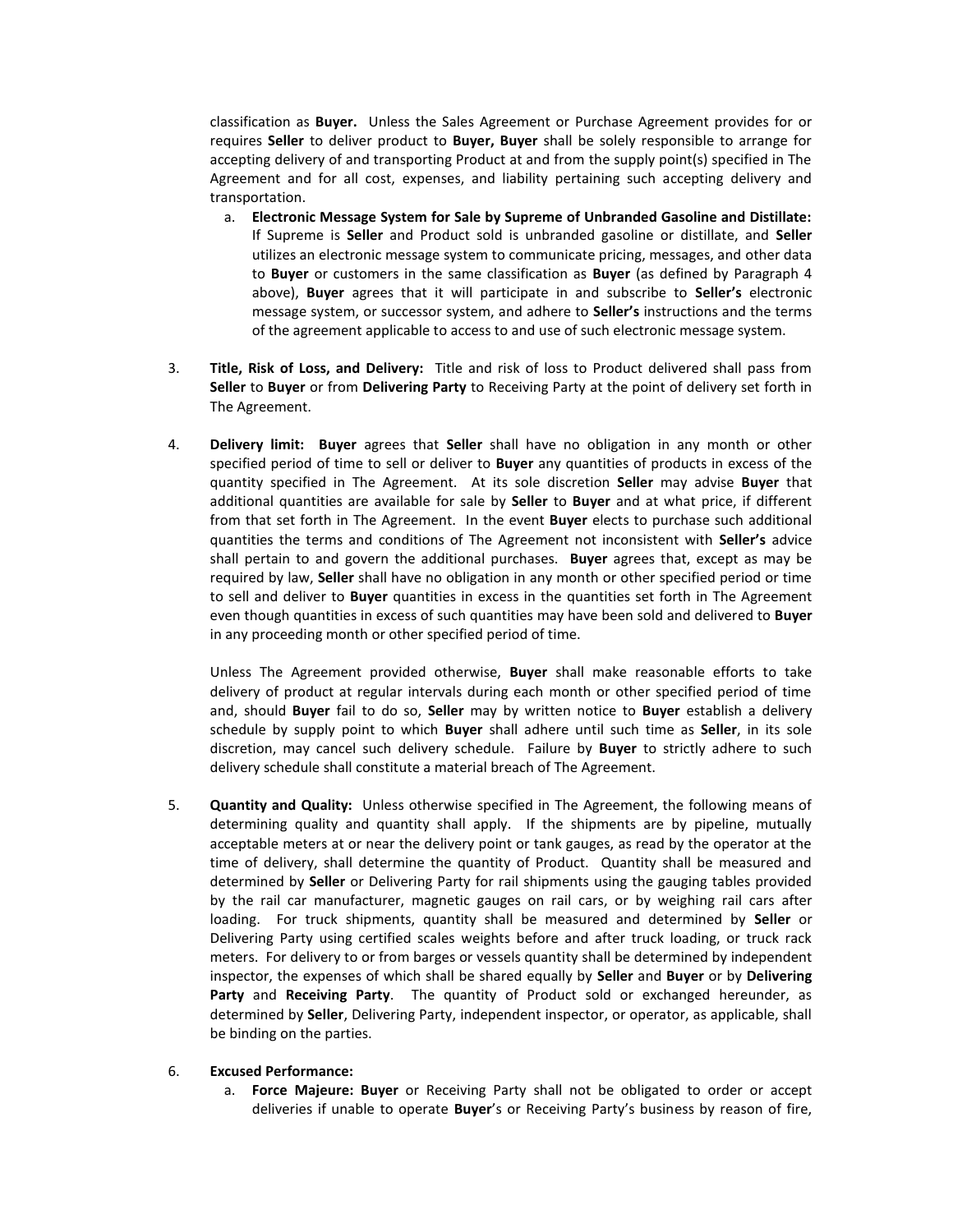classification as **Buyer.** Unless the Sales Agreement or Purchase Agreement provides for or requires **Seller** to deliver product to **Buyer, Buyer** shall be solely responsible to arrange for accepting delivery of and transporting Product at and from the supply point(s) specified in The Agreement and for all cost, expenses, and liability pertaining such accepting delivery and transportation.

a. **Electronic Message System for Sale by Supreme of Unbranded Gasoline and Distillate:** If Supreme is **Seller** and Product sold is unbranded gasoline or distillate, and **Seller** utilizes an electronic message system to communicate pricing, messages, and other data to **Buyer** or customers in the same classification as **Buyer** (as defined by Paragraph 4 above), **Buyer** agrees that it will participate in and subscribe to **Seller's** electronic message system, or successor system, and adhere to **Seller's** instructions and the terms of the agreement applicable to access to and use of such electronic message system.

3. **Title, Risk of Loss, and Delivery:** Title and risk of loss to Product delivered shall pass from **Seller** to **Buyer** or from **Delivering Party** to Receiving Party at the point of delivery set forth in The Agreement.

4. **Delivery limit: Buyer** agrees that **Seller** shall have no obligation in any month or other specified period of time to sell or deliver to **Buyer** any quantities of products in excess of the quantity specified in The Agreement. At its sole discretion **Seller** may advise **Buyer** that additional quantities are available for sale by **Seller** to **Buyer** and at what price, if different from that set forth in The Agreement. In the event **Buyer** elects to purchase such additional quantities the terms and conditions of The Agreement not inconsistent with **Seller's** advice shall pertain to and govern the additional purchases. **Buyer** agrees that, except as may be required by law, **Seller** shall have no obligation in any month or other specified period or time to sell and deliver to **Buyer** quantities in excess in the quantities set forth in The Agreement even though quantities in excess of such quantities may have been sold and delivered to **Buyer** in any proceeding month or other specified period of time.

   Unless The Agreement provided otherwise, **Buyer** shall make reasonable efforts to take delivery of product at regular intervals during each month or other specified period of time and, should **Buyer** fail to do so, **Seller** may by written notice to **Buyer** establish a delivery schedule by supply point to which **Buyer** shall adhere until such time as **Seller**, in its sole discretion, may cancel such delivery schedule. Failure by **Buyer** to strictly adhere to such delivery schedule shall constitute a material breach of The Agreement.

5. **Quantity and Quality:** Unless otherwise specified in The Agreement, the following means of determining quality and quantity shall apply. If the shipments are by pipeline, mutually acceptable meters at or near the delivery point or tank gauges, as read by the operator at the time of delivery, shall determine the quantity of Product. Quantity shall be measured and determined by **Seller** or Delivering Party for rail shipments using the gauging tables provided by the rail car manufacturer, magnetic gauges on rail cars, or by weighing rail cars after loading. For truck shipments, quantity shall be measured and determined by **Seller** or Delivering Party using certified scales weights before and after truck loading, or truck rack meters. For delivery to or from barges or vessels quantity shall be determined by independent inspector, the expenses of which shall be shared equally by **Seller** and **Buyer** or by **Delivering Party** and **Receiving Party**. The quantity of Product sold or exchanged hereunder, as determined by **Seller**, Delivering Party, independent inspector, or operator, as applicable, shall be binding on the parties.

6. **Excused Performance:**

   a. **Force Majeure: Buyer** or Receiving Party shall not be obligated to order or accept deliveries if unable to operate **Buyer**'s or Receiving Party's business by reason of fire,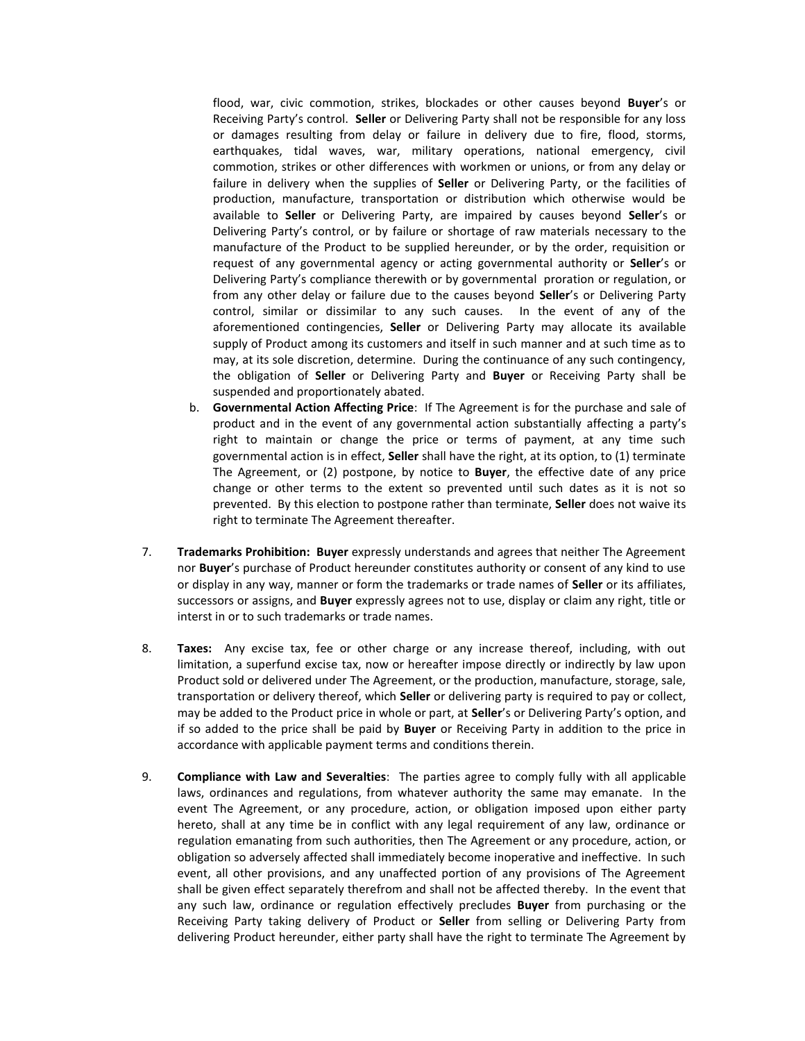flood, war, civic commotion, strikes, blockades or other causes beyond **Buyer**'s or Receiving Party's control. **Seller** or Delivering Party shall not be responsible for any loss or damages resulting from delay or failure in delivery due to fire, flood, storms, earthquakes, tidal waves, war, military operations, national emergency, civil commotion, strikes or other differences with workmen or unions, or from any delay or failure in delivery when the supplies of **Seller** or Delivering Party, or the facilities of production, manufacture, transportation or distribution which otherwise would be available to **Seller** or Delivering Party, are impaired by causes beyond **Seller**'s or Delivering Party's control, or by failure or shortage of raw materials necessary to the manufacture of the Product to be supplied hereunder, or by the order, requisition or request of any governmental agency or acting governmental authority or **Seller**'s or Delivering Party's compliance therewith or by governmental proration or regulation, or from any other delay or failure due to the causes beyond **Seller**'s or Delivering Party control, similar or dissimilar to any such causes. In the event of any of the aforementioned contingencies, **Seller** or Delivering Party may allocate its available supply of Product among its customers and itself in such manner and at such time as to may, at its sole discretion, determine. During the continuance of any such contingency, the obligation of **Seller** or Delivering Party and **Buyer** or Receiving Party shall be suspended and proportionately abated.

b. **Governmental Action Affecting Price**: If The Agreement is for the purchase and sale of product and in the event of any governmental action substantially affecting a party's right to maintain or change the price or terms of payment, at any time such governmental action is in effect, **Seller** shall have the right, at its option, to (1) terminate The Agreement, or (2) postpone, by notice to **Buyer**, the effective date of any price change or other terms to the extent so prevented until such dates as it is not so prevented. By this election to postpone rather than terminate, **Seller** does not waive its right to terminate The Agreement thereafter.

7. **Trademarks Prohibition: Buyer** expressly understands and agrees that neither The Agreement nor **Buyer**'s purchase of Product hereunder constitutes authority or consent of any kind to use or display in any way, manner or form the trademarks or trade names of **Seller** or its affiliates, successors or assigns, and **Buyer** expressly agrees not to use, display or claim any right, title or interst in or to such trademarks or trade names.

8. **Taxes:** Any excise tax, fee or other charge or any increase thereof, including, with out limitation, a superfund excise tax, now or hereafter impose directly or indirectly by law upon Product sold or delivered under The Agreement, or the production, manufacture, storage, sale, transportation or delivery thereof, which **Seller** or delivering party is required to pay or collect, may be added to the Product price in whole or part, at **Seller**'s or Delivering Party's option, and if so added to the price shall be paid by **Buyer** or Receiving Party in addition to the price in accordance with applicable payment terms and conditions therein.

9. **Compliance with Law and Severalties**: The parties agree to comply fully with all applicable laws, ordinances and regulations, from whatever authority the same may emanate. In the event The Agreement, or any procedure, action, or obligation imposed upon either party hereto, shall at any time be in conflict with any legal requirement of any law, ordinance or regulation emanating from such authorities, then The Agreement or any procedure, action, or obligation so adversely affected shall immediately become inoperative and ineffective. In such event, all other provisions, and any unaffected portion of any provisions of The Agreement shall be given effect separately therefrom and shall not be affected thereby. In the event that any such law, ordinance or regulation effectively precludes **Buyer** from purchasing or the Receiving Party taking delivery of Product or **Seller** from selling or Delivering Party from delivering Product hereunder, either party shall have the right to terminate The Agreement by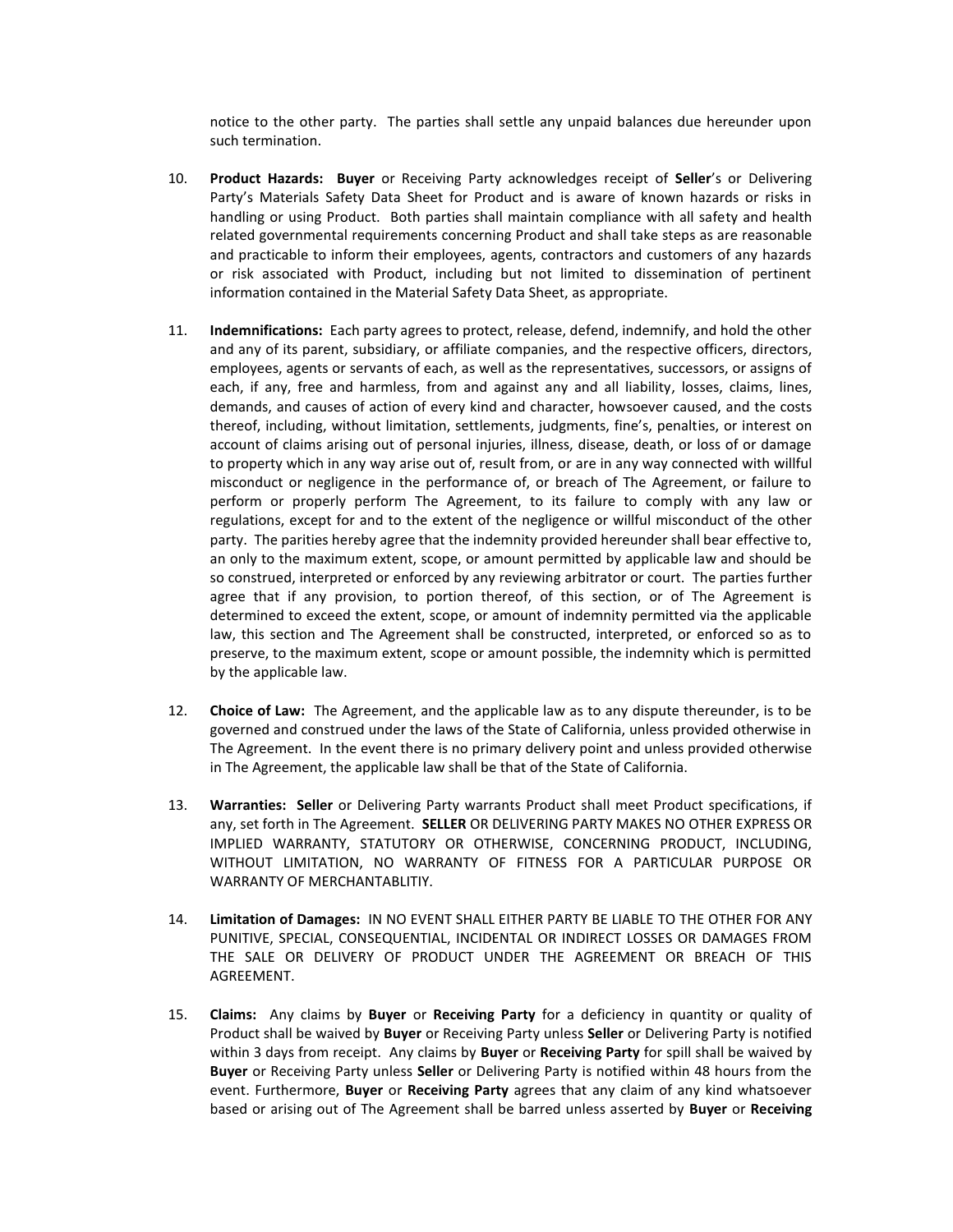notice to the other party. The parties shall settle any unpaid balances due hereunder upon such termination.

10. **Product Hazards: Buyer** or Receiving Party acknowledges receipt of **Seller**'s or Delivering Party's Materials Safety Data Sheet for Product and is aware of known hazards or risks in handling or using Product. Both parties shall maintain compliance with all safety and health related governmental requirements concerning Product and shall take steps as are reasonable and practicable to inform their employees, agents, contractors and customers of any hazards or risk associated with Product, including but not limited to dissemination of pertinent information contained in the Material Safety Data Sheet, as appropriate.

11. **Indemnifications:** Each party agrees to protect, release, defend, indemnify, and hold the other and any of its parent, subsidiary, or affiliate companies, and the respective officers, directors, employees, agents or servants of each, as well as the representatives, successors, or assigns of each, if any, free and harmless, from and against any and all liability, losses, claims, lines, demands, and causes of action of every kind and character, howsoever caused, and the costs thereof, including, without limitation, settlements, judgments, fine's, penalties, or interest on account of claims arising out of personal injuries, illness, disease, death, or loss of or damage to property which in any way arise out of, result from, or are in any way connected with willful misconduct or negligence in the performance of, or breach of The Agreement, or failure to perform or properly perform The Agreement, to its failure to comply with any law or regulations, except for and to the extent of the negligence or willful misconduct of the other party. The paritites hereby agree that the indemnity provided hereunder shall bear effective to, an only to the maximum extent, scope, or amount permitted by applicable law and should be so construed, interpreted or enforced by any reviewing arbitrator or court. The parties further agree that if any provision, to portion thereof, of this section, or of The Agreement is determined to exceed the extent, scope, or amount of indemnity permitted via the applicable law, this section and The Agreement shall be constructed, interpreted, or enforced so as to preserve, to the maximum extent, scope or amount possible, the indemnity which is permitted by the applicable law.

12. **Choice of Law:** The Agreement, and the applicable law as to any dispute thereunder, is to be governed and construed under the laws of the State of California, unless provided otherwise in The Agreement. In the event there is no primary delivery point and unless provided otherwise in The Agreement, the applicable law shall be that of the State of California.

13. **Warranties: Seller** or Delivering Party warrants Product shall meet Product specifications, if any, set forth in The Agreement. **SELLER** OR DELIVERING PARTY MAKES NO OTHER EXPRESS OR IMPLIED WARRANTY, STATUTORY OR OTHERWISE, CONCERNING PRODUCT, INCLUDING, WITHOUT LIMITATION, NO WARRANTY OF FITNESS FOR A PARTICULAR PURPOSE OR WARRANTY OF MERCHANTABLITIY.

14. **Limitation of Damages:** IN NO EVENT SHALL EITHER PARTY BE LIABLE TO THE OTHER FOR ANY PUNITIVE, SPECIAL, CONSEQUENTIAL, INCIDENTAL OR INDIRECT LOSSES OR DAMAGES FROM THE SALE OR DELIVERY OF PRODUCT UNDER THE AGREEMENT OR BREACH OF THIS AGREEMENT.

15. **Claims:** Any claims by **Buyer** or **Receiving Party** for a deficiency in quantity or quality of Product shall be waived by **Buyer** or Receiving Party unless **Seller** or Delivering Party is notified within 3 days from receipt. Any claims by **Buyer** or **Receiving Party** for spill shall be waived by **Buyer** or Receiving Party unless **Seller** or Delivering Party is notified within 48 hours from the event. Furthermore, **Buyer** or **Receiving Party** agrees that any claim of any kind whatsoever based or arising out of The Agreement shall be barred unless asserted by **Buyer** or **Receiving**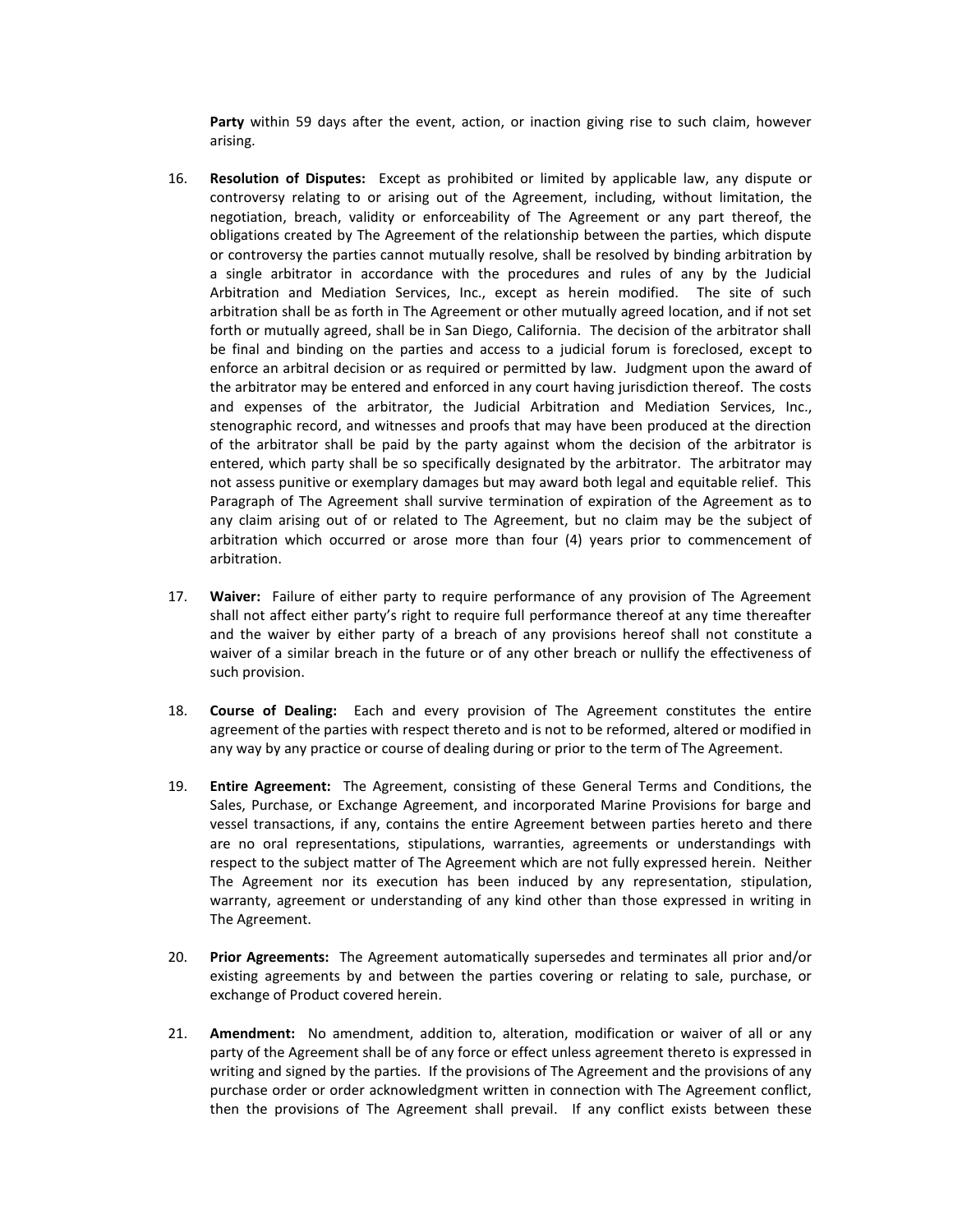**Party** within 59 days after the event, action, or inaction giving rise to such claim, however arising.

16. **Resolution of Disputes:** Except as prohibited or limited by applicable law, any dispute or controversy relating to or arising out of the Agreement, including, without limitation, the negotiation, breach, validity or enforceability of The Agreement or any part thereof, the obligations created by The Agreement of the relationship between the parties, which dispute or controversy the parties cannot mutually resolve, shall be resolved by binding arbitration by a single arbitrator in accordance with the procedures and rules of any by the Judicial Arbitration and Mediation Services, Inc., except as herein modified. The site of such arbitration shall be as forth in The Agreement or other mutually agreed location, and if not set forth or mutually agreed, shall be in San Diego, California. The decision of the arbitrator shall be final and binding on the parties and access to a judicial forum is foreclosed, except to enforce an arbitral decision or as required or permitted by law. Judgment upon the award of the arbitrator may be entered and enforced in any court having jurisdiction thereof. The costs and expenses of the arbitrator, the Judicial Arbitration and Mediation Services, Inc., stenographic record, and witnesses and proofs that may have been produced at the direction of the arbitrator shall be paid by the party against whom the decision of the arbitrator is entered, which party shall be so specifically designated by the arbitrator. The arbitrator may not assess punitive or exemplary damages but may award both legal and equitable relief. This Paragraph of The Agreement shall survive termination of expiration of the Agreement as to any claim arising out of or related to The Agreement, but no claim may be the subject of arbitration which occurred or arose more than four (4) years prior to commencement of arbitration.

17. **Waiver:** Failure of either party to require performance of any provision of The Agreement shall not affect either party's right to require full performance thereof at any time thereafter and the waiver by either party of a breach of any provisions hereof shall not constitute a waiver of a similar breach in the future or of any other breach or nullify the effectiveness of such provision.

18. **Course of Dealing:** Each and every provision of The Agreement constitutes the entire agreement of the parties with respect thereto and is not to be reformed, altered or modified in any way by any practice or course of dealing during or prior to the term of The Agreement.

19. **Entire Agreement:** The Agreement, consisting of these General Terms and Conditions, the Sales, Purchase, or Exchange Agreement, and incorporated Marine Provisions for barge and vessel transactions, if any, contains the entire Agreement between parties hereto and there are no oral representations, stipulations, warranties, agreements or understandings with respect to the subject matter of The Agreement which are not fully expressed herein. Neither The Agreement nor its execution has been induced by any representation, stipulation, warranty, agreement or understanding of any kind other than those expressed in writing in The Agreement.

20. **Prior Agreements:** The Agreement automatically supersedes and terminates all prior and/or existing agreements by and between the parties covering or relating to sale, purchase, or exchange of Product covered herein.

21. **Amendment:** No amendment, addition to, alteration, modification or waiver of all or any party of the Agreement shall be of any force or effect unless agreement thereto is expressed in writing and signed by the parties. If the provisions of The Agreement and the provisions of any purchase order or order acknowledgment written in connection with The Agreement conflict, then the provisions of The Agreement shall prevail. If any conflict exists between these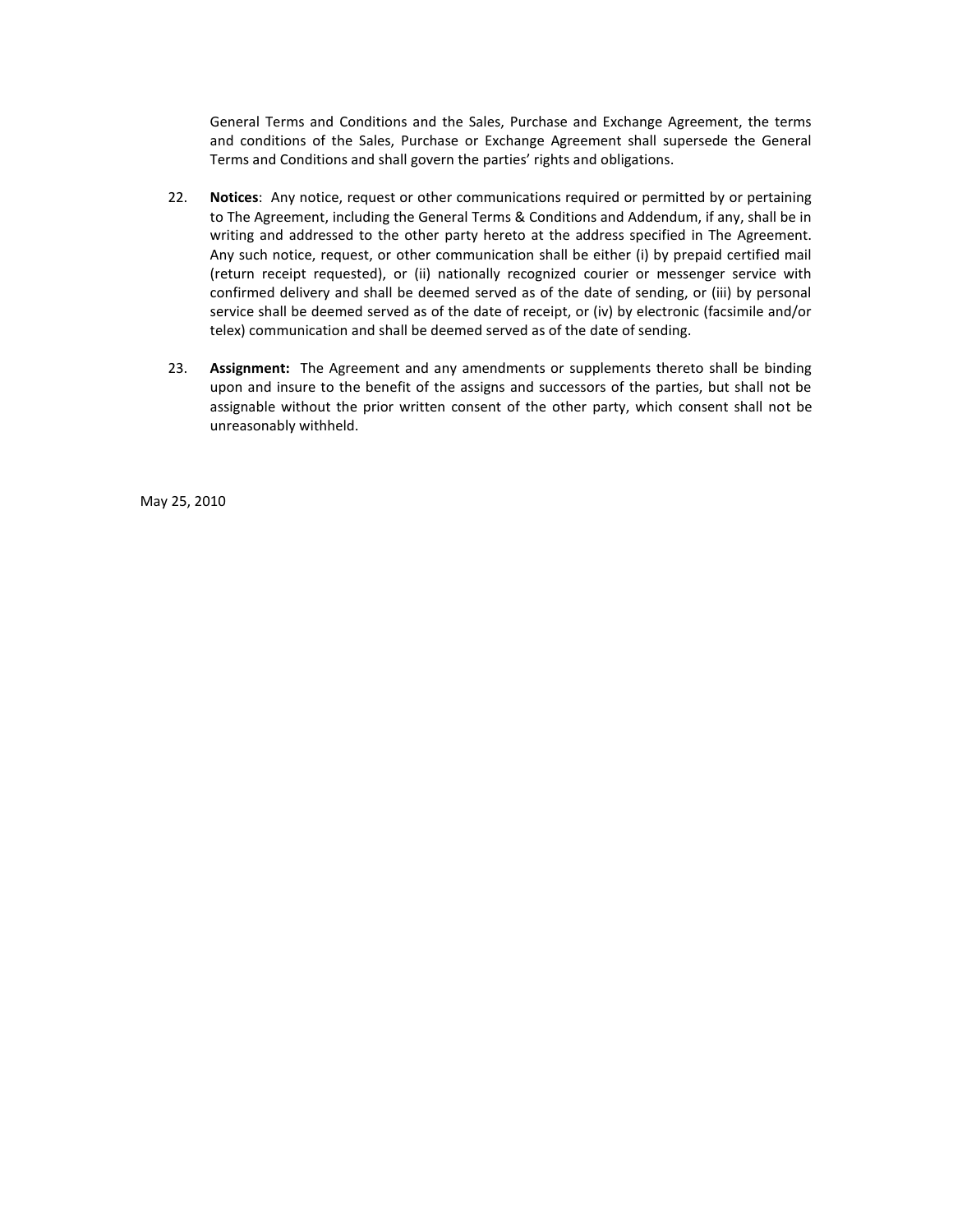General Terms and Conditions and the Sales, Purchase and Exchange Agreement, the terms and conditions of the Sales, Purchase or Exchange Agreement shall supersede the General Terms and Conditions and shall govern the parties' rights and obligations.

22. **Notices**: Any notice, request or other communications required or permitted by or pertaining to The Agreement, including the General Terms & Conditions and Addendum, if any, shall be in writing and addressed to the other party hereto at the address specified in The Agreement. Any such notice, request, or other communication shall be either (i) by prepaid certified mail (return receipt requested), or (ii) nationally recognized courier or messenger service with confirmed delivery and shall be deemed served as of the date of sending, or (iii) by personal service shall be deemed served as of the date of receipt, or (iv) by electronic (facsimile and/or telex) communication and shall be deemed served as of the date of sending.

23. **Assignment:** The Agreement and any amendments or supplements thereto shall be binding upon and insure to the benefit of the assigns and successors of the parties, but shall not be assignable without the prior written consent of the other party, which consent shall not be unreasonably withheld.

May 25, 2010